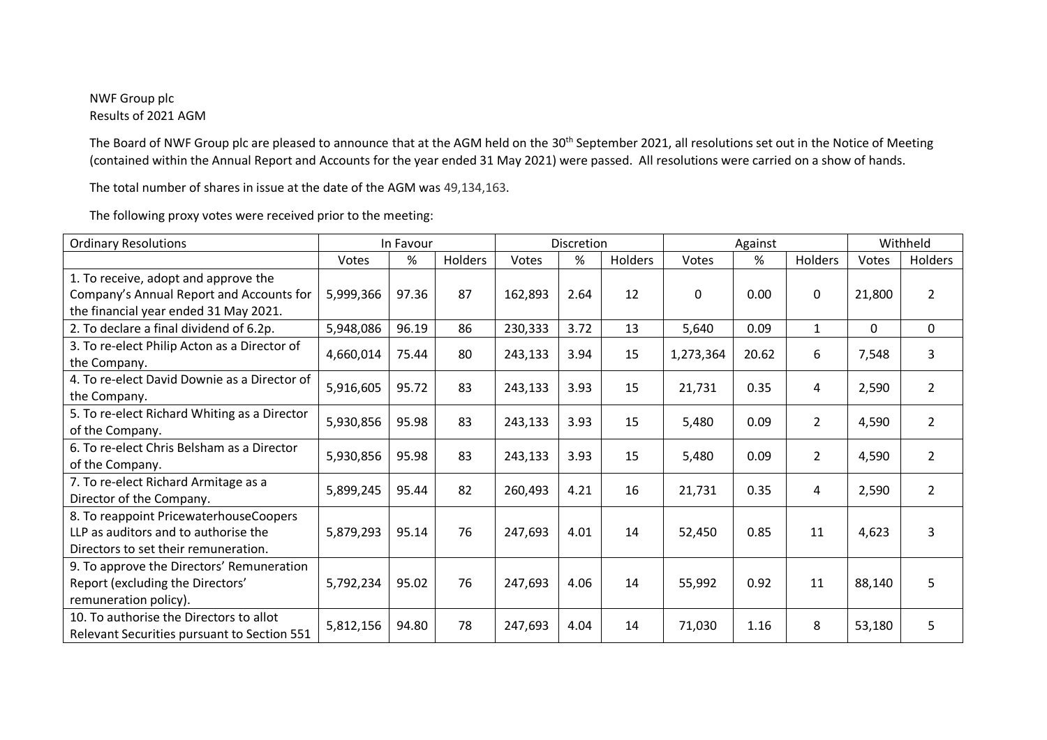NWF Group plc
Results of 2021 AGM

The Board of NWF Group plc are pleased to announce that at the AGM held on the 30th September 2021, all resolutions set out in the Notice of Meeting (contained within the Annual Report and Accounts for the year ended 31 May 2021) were passed. All resolutions were carried on a show of hands.

The total number of shares in issue at the date of the AGM was 49,134,163.

The following proxy votes were received prior to the meeting:

| Ordinary Resolutions | In Favour | | | Discretion | | | Against | | | Withheld | |
|---|---|---|---|---|---|---|---|---|---|---|---|
| | Votes | % | Holders | Votes | % | Holders | Votes | % | Holders | Votes | Holders |
| 1. To receive, adopt and approve the Company's Annual Report and Accounts for the financial year ended 31 May 2021. | 5,999,366 | 97.36 | 87 | 162,893 | 2.64 | 12 | 0 | 0.00 | 0 | 21,800 | 2 |
| 2. To declare a final dividend of 6.2p. | 5,948,086 | 96.19 | 86 | 230,333 | 3.72 | 13 | 5,640 | 0.09 | 1 | 0 | 0 |
| 3. To re-elect Philip Acton as a Director of the Company. | 4,660,014 | 75.44 | 80 | 243,133 | 3.94 | 15 | 1,273,364 | 20.62 | 6 | 7,548 | 3 |
| 4. To re-elect David Downie as a Director of the Company. | 5,916,605 | 95.72 | 83 | 243,133 | 3.93 | 15 | 21,731 | 0.35 | 4 | 2,590 | 2 |
| 5. To re-elect Richard Whiting as a Director of the Company. | 5,930,856 | 95.98 | 83 | 243,133 | 3.93 | 15 | 5,480 | 0.09 | 2 | 4,590 | 2 |
| 6. To re-elect Chris Belsham as a Director of the Company. | 5,930,856 | 95.98 | 83 | 243,133 | 3.93 | 15 | 5,480 | 0.09 | 2 | 4,590 | 2 |
| 7. To re-elect Richard Armitage as a Director of the Company. | 5,899,245 | 95.44 | 82 | 260,493 | 4.21 | 16 | 21,731 | 0.35 | 4 | 2,590 | 2 |
| 8. To reappoint PricewaterhouseCoopers LLP as auditors and to authorise the Directors to set their remuneration. | 5,879,293 | 95.14 | 76 | 247,693 | 4.01 | 14 | 52,450 | 0.85 | 11 | 4,623 | 3 |
| 9. To approve the Directors' Remuneration Report (excluding the Directors' remuneration policy). | 5,792,234 | 95.02 | 76 | 247,693 | 4.06 | 14 | 55,992 | 0.92 | 11 | 88,140 | 5 |
| 10. To authorise the Directors to allot Relevant Securities pursuant to Section 551 | 5,812,156 | 94.80 | 78 | 247,693 | 4.04 | 14 | 71,030 | 1.16 | 8 | 53,180 | 5 |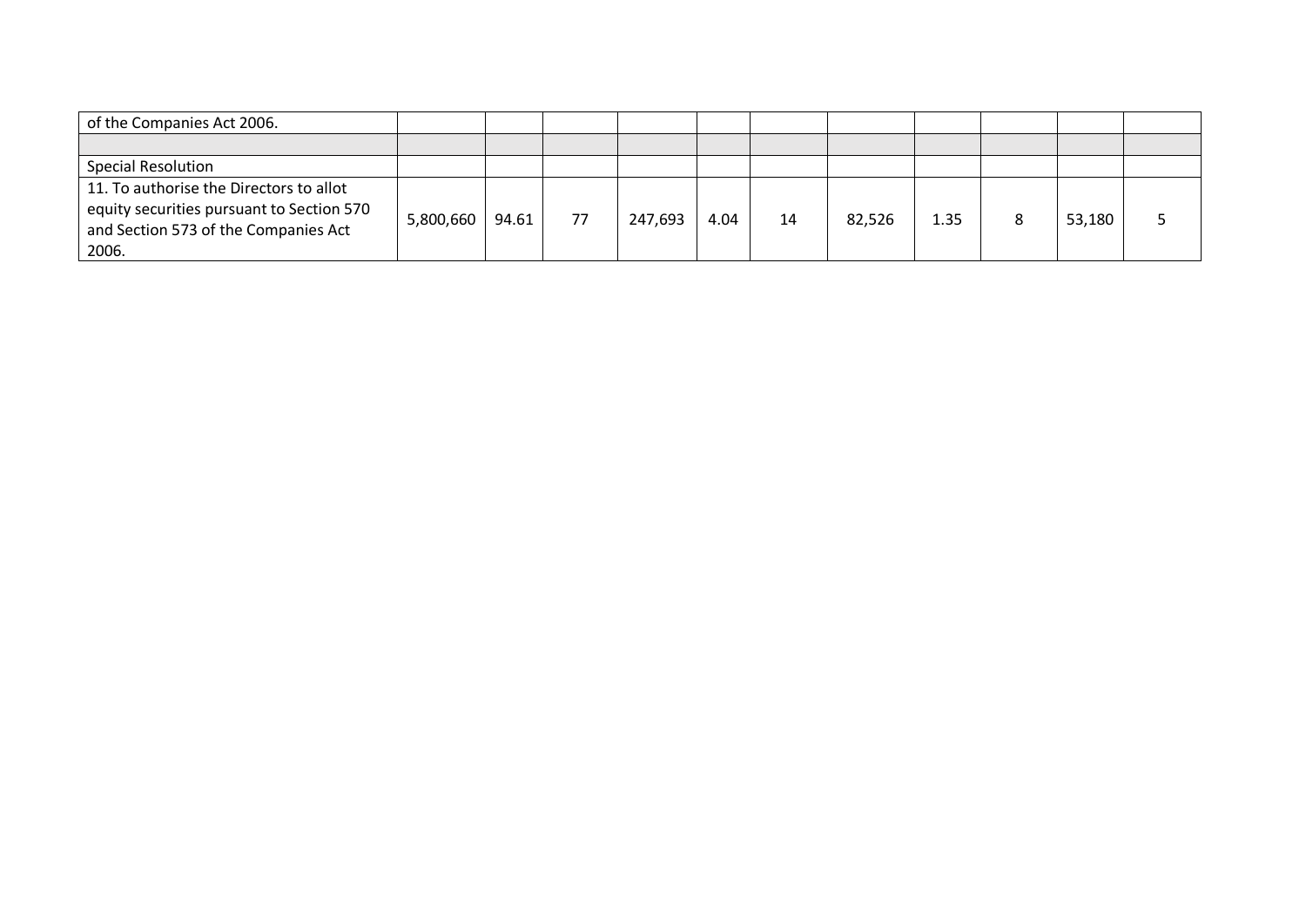| | | | | | | | | | | | |
|---|---|---|---|---|---|---|---|---|---|---|---|
| of the Companies Act 2006. | | | | | | | | | | | |
| | | | | | | | | | | | |
| Special Resolution | | | | | | | | | | | |
| 11. To authorise the Directors to allot equity securities pursuant to Section 570 and Section 573 of the Companies Act 2006. | 5,800,660 | 94.61 | 77 | 247,693 | 4.04 | 14 | 82,526 | 1.35 | 8 | 53,180 | 5 |